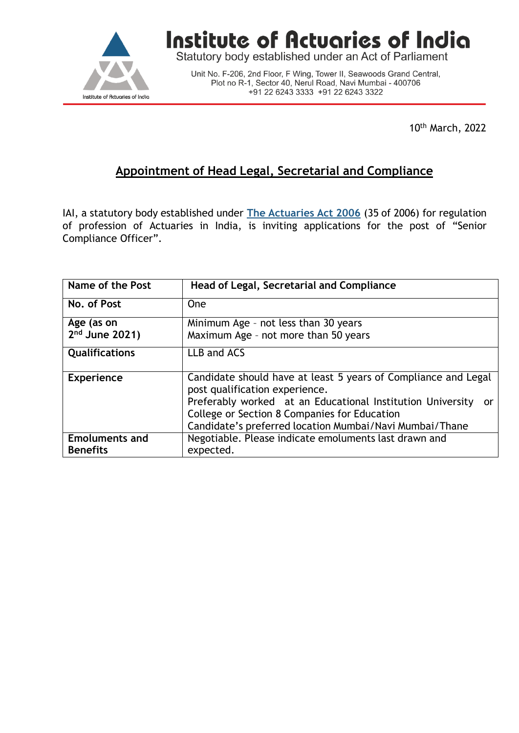# Institute of Actuaries of India

Statutory body established under an Act of Parliament

Unit No. F-206, 2nd Floor, F Wing, Tower II, Seawoods Grand Central,
Plot no R-1, Sector 40, Nerul Road, Navi Mumbai - 400706
+91 22 6243 3333 +91 22 6243 3322

10th March, 2022

## Appointment of Head Legal, Secretarial and Compliance

IAI, a statutory body established under The Actuaries Act 2006 (35 of 2006) for regulation of profession of Actuaries in India, is inviting applications for the post of "Senior Compliance Officer".

| Name of the Post | Head of Legal, Secretarial and Compliance |
|---|---|
| **No. of Post** | One |
| **Age (as on 2nd June 2021)** | Minimum Age - not less than 30 years<br>Maximum Age - not more than 50 years |
| **Qualifications** | LLB and ACS |
| **Experience** | Candidate should have at least 5 years of Compliance and Legal post qualification experience.<br>Preferably worked at an Educational Institution University or College or Section 8 Companies for Education<br>Candidate's preferred location Mumbai/Navi Mumbai/Thane |
| **Emoluments and Benefits** | Negotiable. Please indicate emoluments last drawn and expected. |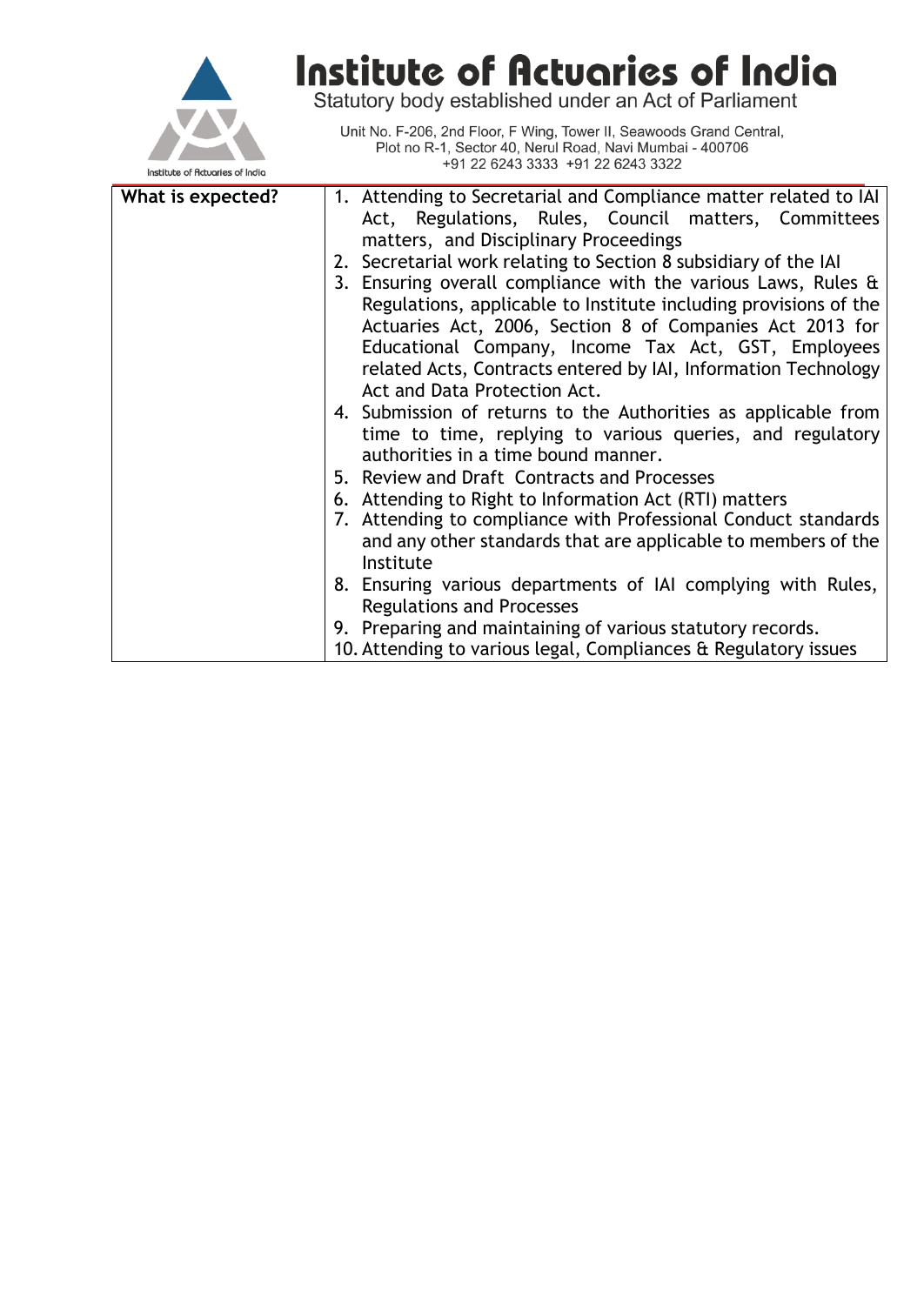| What is expected? | |
|---|---|
| **What is expected?** | 1. Attending to Secretarial and Compliance matter related to IAI Act, Regulations, Rules, Council matters, Committees matters, and Disciplinary Proceedings<br>2. Secretarial work relating to Section 8 subsidiary of the IAI<br>3. Ensuring overall compliance with the various Laws, Rules & Regulations, applicable to Institute including provisions of the Actuaries Act, 2006, Section 8 of Companies Act 2013 for Educational Company, Income Tax Act, GST, Employees related Acts, Contracts entered by IAI, Information Technology Act and Data Protection Act.<br>4. Submission of returns to the Authorities as applicable from time to time, replying to various queries, and regulatory authorities in a time bound manner.<br>5. Review and Draft Contracts and Processes<br>6. Attending to Right to Information Act (RTI) matters<br>7. Attending to compliance with Professional Conduct standards and any other standards that are applicable to members of the Institute<br>8. Ensuring various departments of IAI complying with Rules, Regulations and Processes<br>9. Preparing and maintaining of various statutory records.<br>10. Attending to various legal, Compliances & Regulatory issues |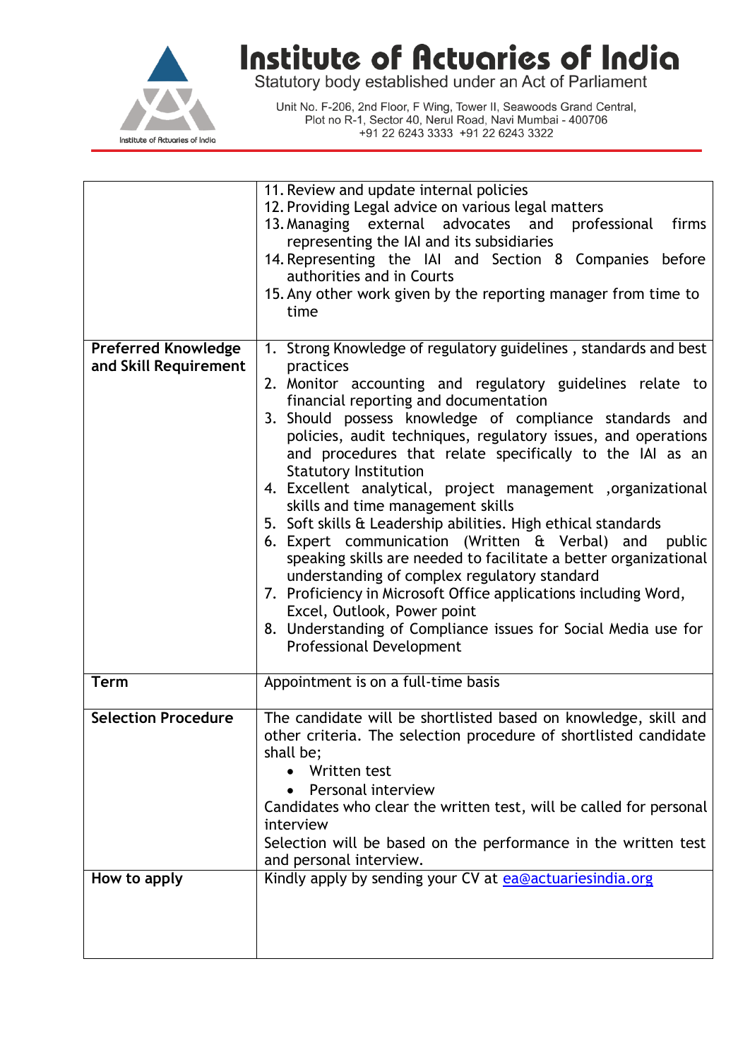| | |
|---|---|
| | 11. Review and update internal policies<br>12. Providing Legal advice on various legal matters<br>13. Managing external advocates and professional firms representing the IAI and its subsidiaries<br>14. Representing the IAI and Section 8 Companies before authorities and in Courts<br>15. Any other work given by the reporting manager from time to time |
| **Preferred Knowledge and Skill Requirement** | 1. Strong Knowledge of regulatory guidelines , standards and best practices<br>2. Monitor accounting and regulatory guidelines relate to financial reporting and documentation<br>3. Should possess knowledge of compliance standards and policies, audit techniques, regulatory issues, and operations and procedures that relate specifically to the IAI as an Statutory Institution<br>4. Excellent analytical, project management ,organizational skills and time management skills<br>5. Soft skills & Leadership abilities. High ethical standards<br>6. Expert communication (Written & Verbal) and public speaking skills are needed to facilitate a better organizational understanding of complex regulatory standard<br>7. Proficiency in Microsoft Office applications including Word, Excel, Outlook, Power point<br>8. Understanding of Compliance issues for Social Media use for Professional Development |
| **Term** | Appointment is on a full-time basis |
| **Selection Procedure** | The candidate will be shortlisted based on knowledge, skill and other criteria. The selection procedure of shortlisted candidate shall be;<br>• Written test<br>• Personal interview<br>Candidates who clear the written test, will be called for personal interview<br>Selection will be based on the performance in the written test and personal interview. |
| **How to apply** | Kindly apply by sending your CV at ea@actuariesindia.org |